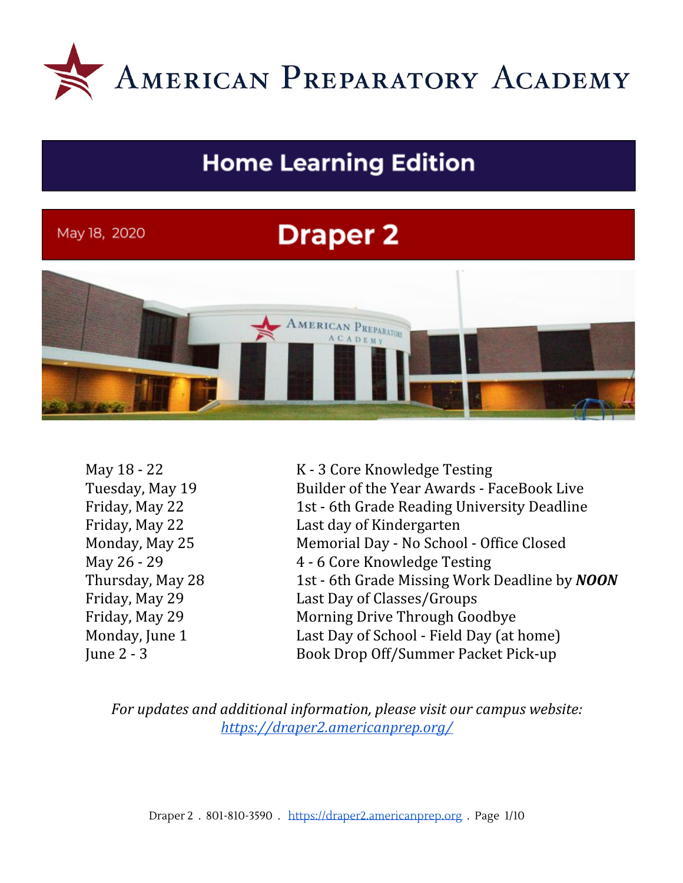# American Preparatory Academy

## Home Learning Edition

May 18, 2020

## Draper 2

| | |
|---|---|
| May 18 - 22 | K - 3 Core Knowledge Testing |
| Tuesday, May 19 | Builder of the Year Awards - FaceBook Live |
| Friday, May 22 | 1st - 6th Grade Reading University Deadline |
| Friday, May 22 | Last day of Kindergarten |
| Monday, May 25 | Memorial Day - No School - Office Closed |
| May 26 - 29 | 4 - 6 Core Knowledge Testing |
| Thursday, May 28 | 1st - 6th Grade Missing Work Deadline by ***NOON*** |
| Friday, May 29 | Last Day of Classes/Groups |
| Friday, May 29 | Morning Drive Through Goodbye |
| Monday, June 1 | Last Day of School - Field Day (at home) |
| June 2 - 3 | Book Drop Off/Summer Packet Pick-up |

*For updates and additional information, please visit our campus website: [https://draper2.americanprep.org/](https://draper2.americanprep.org/)*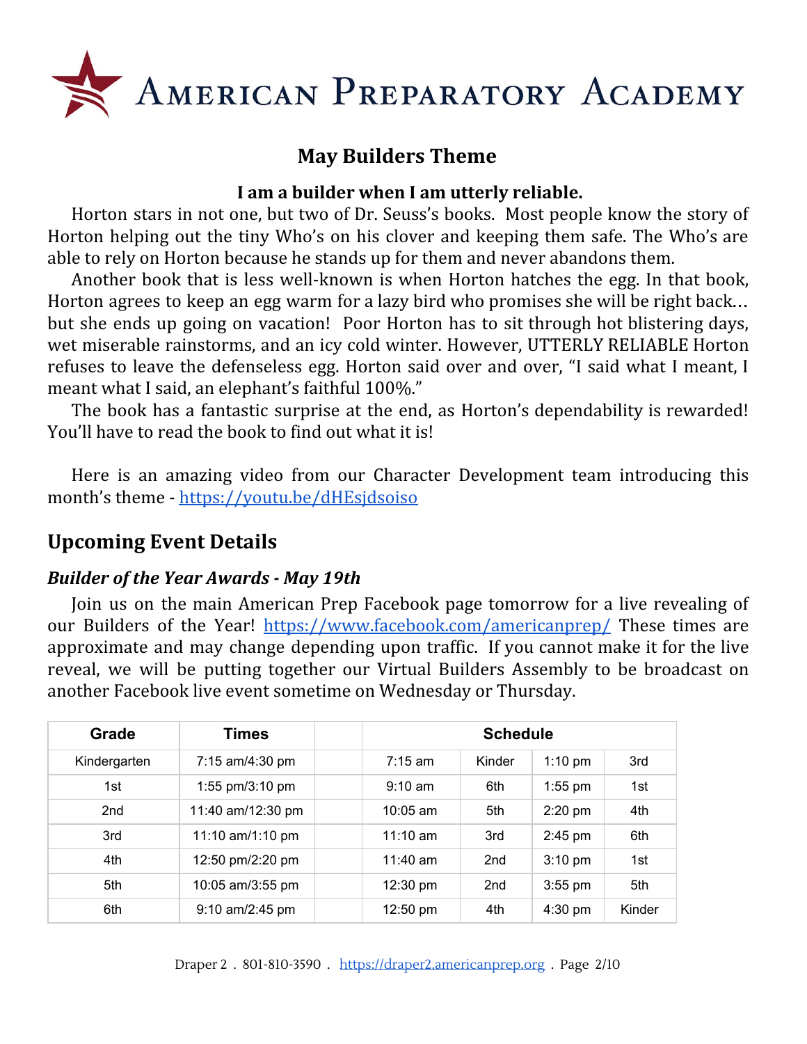# AMERICAN PREPARATORY ACADEMY

## May Builders Theme

**I am a builder when I am utterly reliable.**

Horton stars in not one, but two of Dr. Seuss's books. Most people know the story of Horton helping out the tiny Who's on his clover and keeping them safe. The Who's are able to rely on Horton because he stands up for them and never abandons them.

Another book that is less well-known is when Horton hatches the egg. In that book, Horton agrees to keep an egg warm for a lazy bird who promises she will be right back… but she ends up going on vacation! Poor Horton has to sit through hot blistering days, wet miserable rainstorms, and an icy cold winter. However, UTTERLY RELIABLE Horton refuses to leave the defenseless egg. Horton said over and over, "I said what I meant, I meant what I said, an elephant's faithful 100%."

The book has a fantastic surprise at the end, as Horton's dependability is rewarded! You'll have to read the book to find out what it is!

Here is an amazing video from our Character Development team introducing this month's theme - https://youtu.be/dHEsjdsoiso

## Upcoming Event Details

### *Builder of the Year Awards - May 19th*

Join us on the main American Prep Facebook page tomorrow for a live revealing of our Builders of the Year! https://www.facebook.com/americanprep/ These times are approximate and may change depending upon traffic. If you cannot make it for the live reveal, we will be putting together our Virtual Builders Assembly to be broadcast on another Facebook live event sometime on Wednesday or Thursday.

| Grade | Times | | Schedule | | | |
|---|---|---|---|---|---|---|
| Kindergarten | 7:15 am/4:30 pm | | 7:15 am | Kinder | 1:10 pm | 3rd |
| 1st | 1:55 pm/3:10 pm | | 9:10 am | 6th | 1:55 pm | 1st |
| 2nd | 11:40 am/12:30 pm | | 10:05 am | 5th | 2:20 pm | 4th |
| 3rd | 11:10 am/1:10 pm | | 11:10 am | 3rd | 2:45 pm | 6th |
| 4th | 12:50 pm/2:20 pm | | 11:40 am | 2nd | 3:10 pm | 1st |
| 5th | 10:05 am/3:55 pm | | 12:30 pm | 2nd | 3:55 pm | 5th |
| 6th | 9:10 am/2:45 pm | | 12:50 pm | 4th | 4:30 pm | Kinder |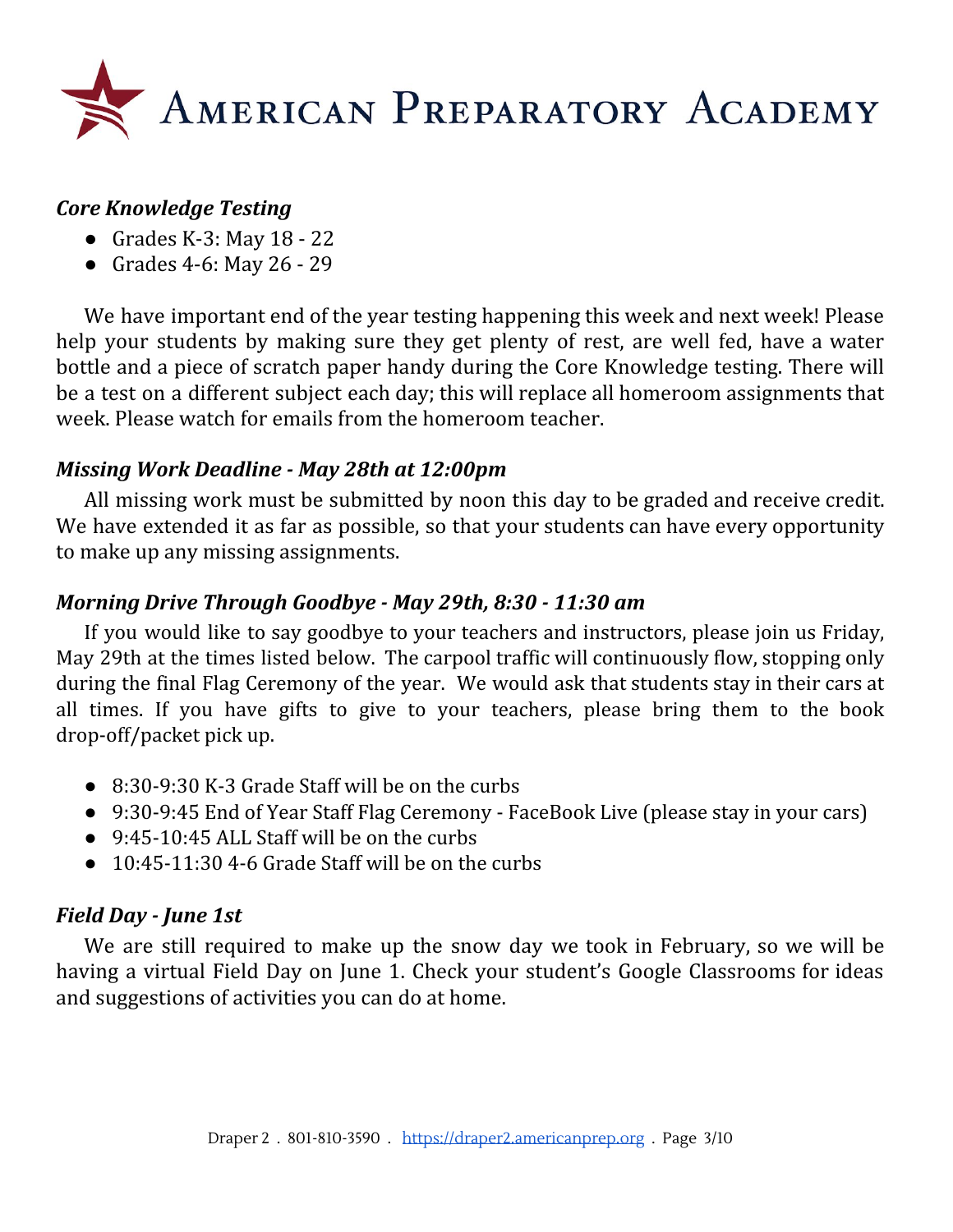### *Core Knowledge Testing*

- Grades K-3: May 18 - 22
- Grades 4-6: May 26 - 29

We have important end of the year testing happening this week and next week! Please help your students by making sure they get plenty of rest, are well fed, have a water bottle and a piece of scratch paper handy during the Core Knowledge testing. There will be a test on a different subject each day; this will replace all homeroom assignments that week. Please watch for emails from the homeroom teacher.

### *Missing Work Deadline - May 28th at 12:00pm*

All missing work must be submitted by noon this day to be graded and receive credit. We have extended it as far as possible, so that your students can have every opportunity to make up any missing assignments.

### *Morning Drive Through Goodbye - May 29th, 8:30 - 11:30 am*

If you would like to say goodbye to your teachers and instructors, please join us Friday, May 29th at the times listed below. The carpool traffic will continuously flow, stopping only during the final Flag Ceremony of the year. We would ask that students stay in their cars at all times. If you have gifts to give to your teachers, please bring them to the book drop-off/packet pick up.

- 8:30-9:30 K-3 Grade Staff will be on the curbs
- 9:30-9:45 End of Year Staff Flag Ceremony - FaceBook Live (please stay in your cars)
- 9:45-10:45 ALL Staff will be on the curbs
- 10:45-11:30 4-6 Grade Staff will be on the curbs

### *Field Day - June 1st*

We are still required to make up the snow day we took in February, so we will be having a virtual Field Day on June 1. Check your student's Google Classrooms for ideas and suggestions of activities you can do at home.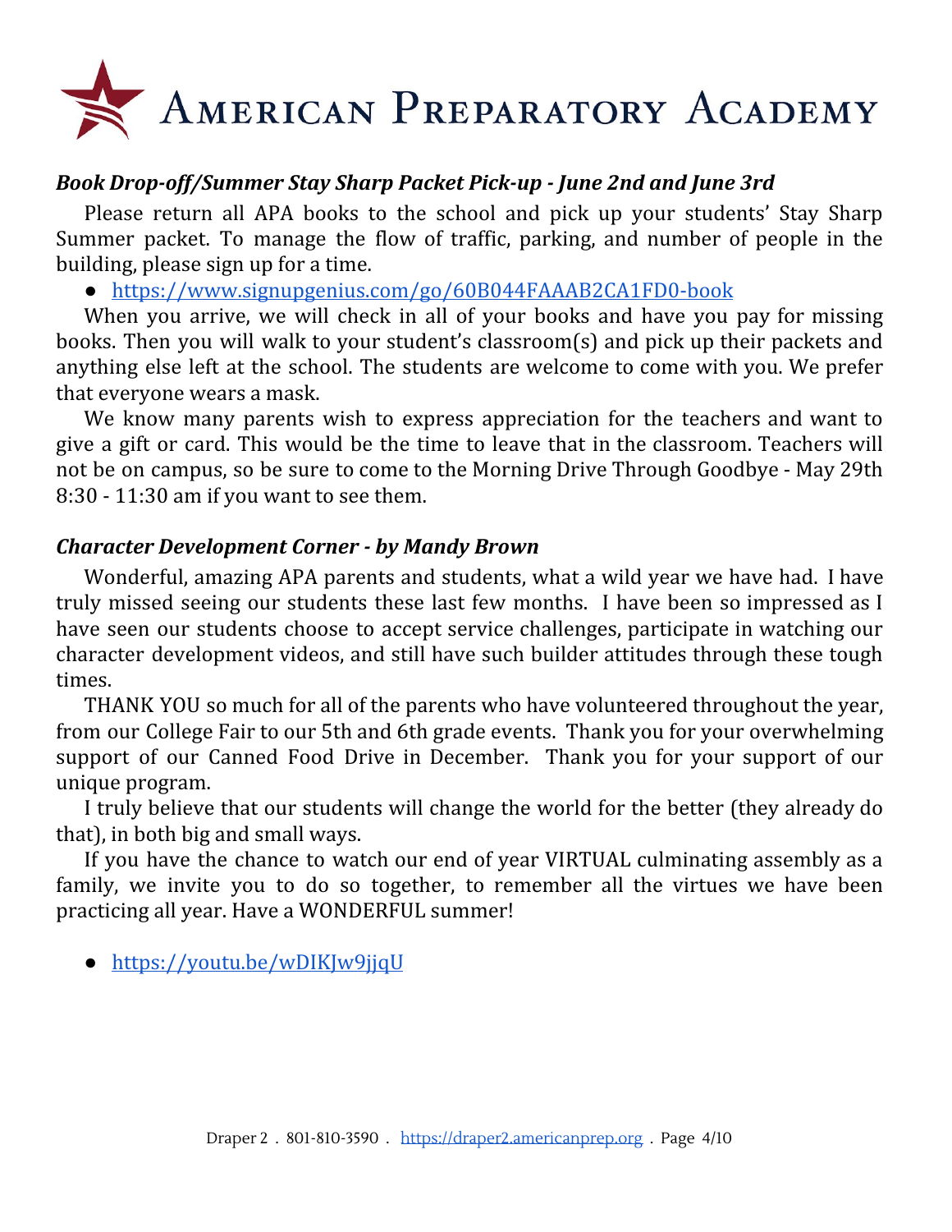# American Preparatory Academy

***Book Drop-off/Summer Stay Sharp Packet Pick-up - June 2nd and June 3rd***

Please return all APA books to the school and pick up your students' Stay Sharp Summer packet. To manage the flow of traffic, parking, and number of people in the building, please sign up for a time.

- https://www.signupgenius.com/go/60B044FAAAB2CA1FD0-book

When you arrive, we will check in all of your books and have you pay for missing books. Then you will walk to your student's classroom(s) and pick up their packets and anything else left at the school. The students are welcome to come with you. We prefer that everyone wears a mask.

We know many parents wish to express appreciation for the teachers and want to give a gift or card. This would be the time to leave that in the classroom. Teachers will not be on campus, so be sure to come to the Morning Drive Through Goodbye - May 29th 8:30 - 11:30 am if you want to see them.

***Character Development Corner - by Mandy Brown***

Wonderful, amazing APA parents and students, what a wild year we have had. I have truly missed seeing our students these last few months. I have been so impressed as I have seen our students choose to accept service challenges, participate in watching our character development videos, and still have such builder attitudes through these tough times.

THANK YOU so much for all of the parents who have volunteered throughout the year, from our College Fair to our 5th and 6th grade events. Thank you for your overwhelming support of our Canned Food Drive in December. Thank you for your support of our unique program.

I truly believe that our students will change the world for the better (they already do that), in both big and small ways.

If you have the chance to watch our end of year VIRTUAL culminating assembly as a family, we invite you to do so together, to remember all the virtues we have been practicing all year. Have a WONDERFUL summer!

- https://youtu.be/wDIKJw9jjqU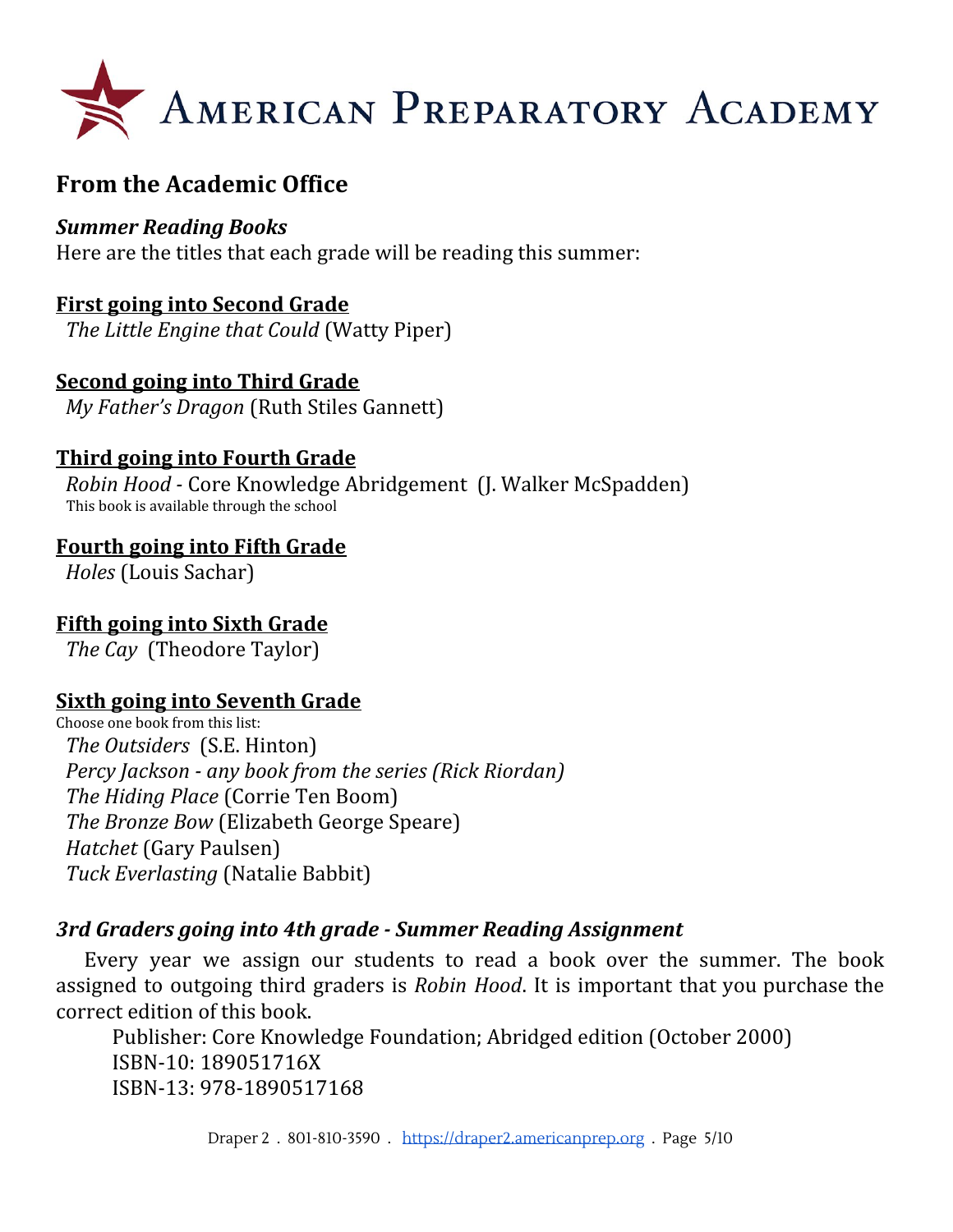# AMERICAN PREPARATORY ACADEMY

## From the Academic Office

### *Summer Reading Books*

Here are the titles that each grade will be reading this summer:

**First going into Second Grade**

*The Little Engine that Could* (Watty Piper)

**Second going into Third Grade**

*My Father's Dragon* (Ruth Stiles Gannett)

**Third going into Fourth Grade**

*Robin Hood* - Core Knowledge Abridgement (J. Walker McSpadden)

This book is available through the school

**Fourth going into Fifth Grade**

*Holes* (Louis Sachar)

**Fifth going into Sixth Grade**

*The Cay* (Theodore Taylor)

**Sixth going into Seventh Grade**

Choose one book from this list:

*The Outsiders* (S.E. Hinton)
*Percy Jackson - any book from the series (Rick Riordan)*
*The Hiding Place* (Corrie Ten Boom)
*The Bronze Bow* (Elizabeth George Speare)
*Hatchet* (Gary Paulsen)
*Tuck Everlasting* (Natalie Babbit)

### *3rd Graders going into 4th grade - Summer Reading Assignment*

Every year we assign our students to read a book over the summer. The book assigned to outgoing third graders is *Robin Hood*. It is important that you purchase the correct edition of this book.

Publisher: Core Knowledge Foundation; Abridged edition (October 2000)
ISBN-10: 189051716X
ISBN-13: 978-1890517168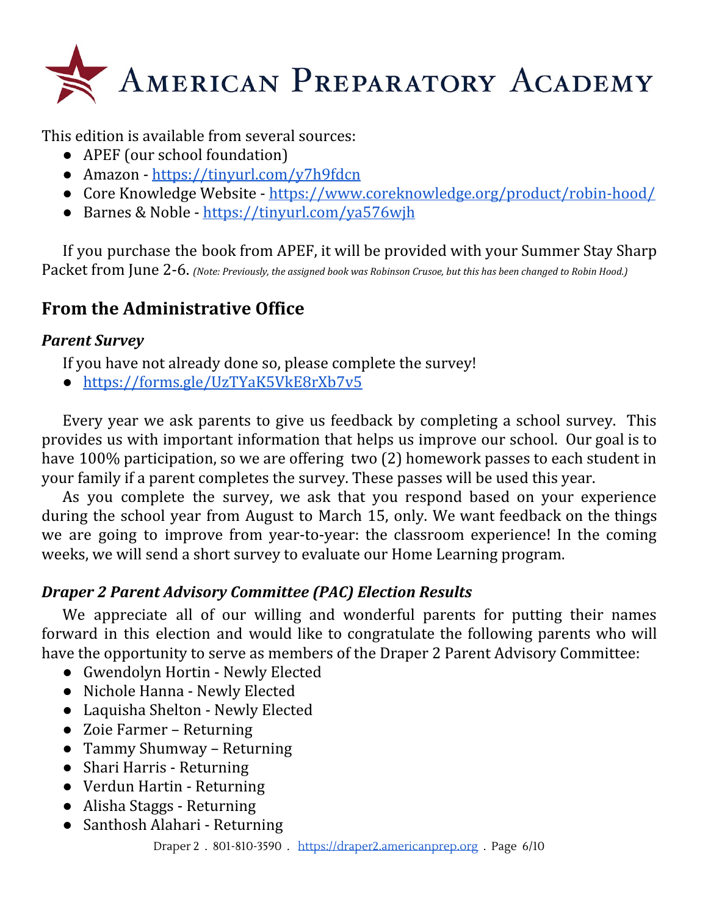This edition is available from several sources:

- APEF (our school foundation)
- Amazon - https://tinyurl.com/y7h9fdcn
- Core Knowledge Website - https://www.coreknowledge.org/product/robin-hood/
- Barnes & Noble - https://tinyurl.com/ya576wjh

If you purchase the book from APEF, it will be provided with your Summer Stay Sharp Packet from June 2-6. *(Note: Previously, the assigned book was Robinson Crusoe, but this has been changed to Robin Hood.)*

## From the Administrative Office

### *Parent Survey*

If you have not already done so, please complete the survey!

- https://forms.gle/UzTYaK5VkE8rXb7v5

Every year we ask parents to give us feedback by completing a school survey. This provides us with important information that helps us improve our school. Our goal is to have 100% participation, so we are offering two (2) homework passes to each student in your family if a parent completes the survey. These passes will be used this year.

As you complete the survey, we ask that you respond based on your experience during the school year from August to March 15, only. We want feedback on the things we are going to improve from year-to-year: the classroom experience! In the coming weeks, we will send a short survey to evaluate our Home Learning program.

### *Draper 2 Parent Advisory Committee (PAC) Election Results*

We appreciate all of our willing and wonderful parents for putting their names forward in this election and would like to congratulate the following parents who will have the opportunity to serve as members of the Draper 2 Parent Advisory Committee:

- Gwendolyn Hortin - Newly Elected
- Nichole Hanna - Newly Elected
- Laquisha Shelton - Newly Elected
- Zoie Farmer – Returning
- Tammy Shumway – Returning
- Shari Harris - Returning
- Verdun Hartin - Returning
- Alisha Staggs - Returning
- Santhosh Alahari - Returning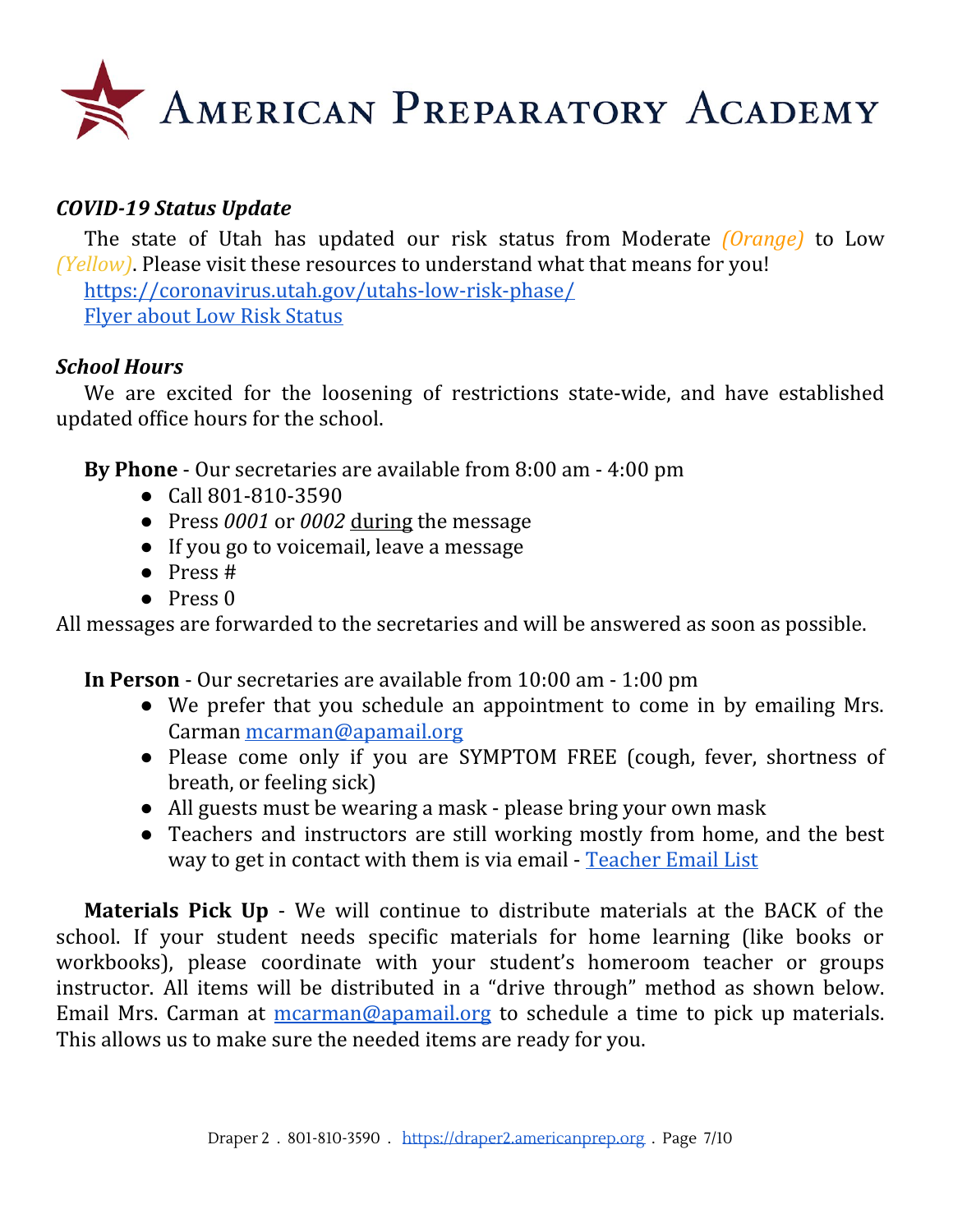# American Preparatory Academy

***COVID-19 Status Update***

The state of Utah has updated our risk status from Moderate *(Orange)* to Low *(Yellow)*. Please visit these resources to understand what that means for you!

[https://coronavirus.utah.gov/utahs-low-risk-phase/](https://coronavirus.utah.gov/utahs-low-risk-phase/)

Flyer about Low Risk Status

***School Hours***

We are excited for the loosening of restrictions state-wide, and have established updated office hours for the school.

**By Phone** - Our secretaries are available from 8:00 am - 4:00 pm

- Call 801-810-3590
- Press *0001* or *0002* <u>during</u> the message
- If you go to voicemail, leave a message
- Press #
- Press 0

All messages are forwarded to the secretaries and will be answered as soon as possible.

**In Person** - Our secretaries are available from 10:00 am - 1:00 pm

- We prefer that you schedule an appointment to come in by emailing Mrs. Carman mcarman@apamail.org
- Please come only if you are SYMPTOM FREE (cough, fever, shortness of breath, or feeling sick)
- All guests must be wearing a mask - please bring your own mask
- Teachers and instructors are still working mostly from home, and the best way to get in contact with them is via email - Teacher Email List

**Materials Pick Up** - We will continue to distribute materials at the BACK of the school. If your student needs specific materials for home learning (like books or workbooks), please coordinate with your student's homeroom teacher or groups instructor. All items will be distributed in a "drive through" method as shown below. Email Mrs. Carman at mcarman@apamail.org to schedule a time to pick up materials. This allows us to make sure the needed items are ready for you.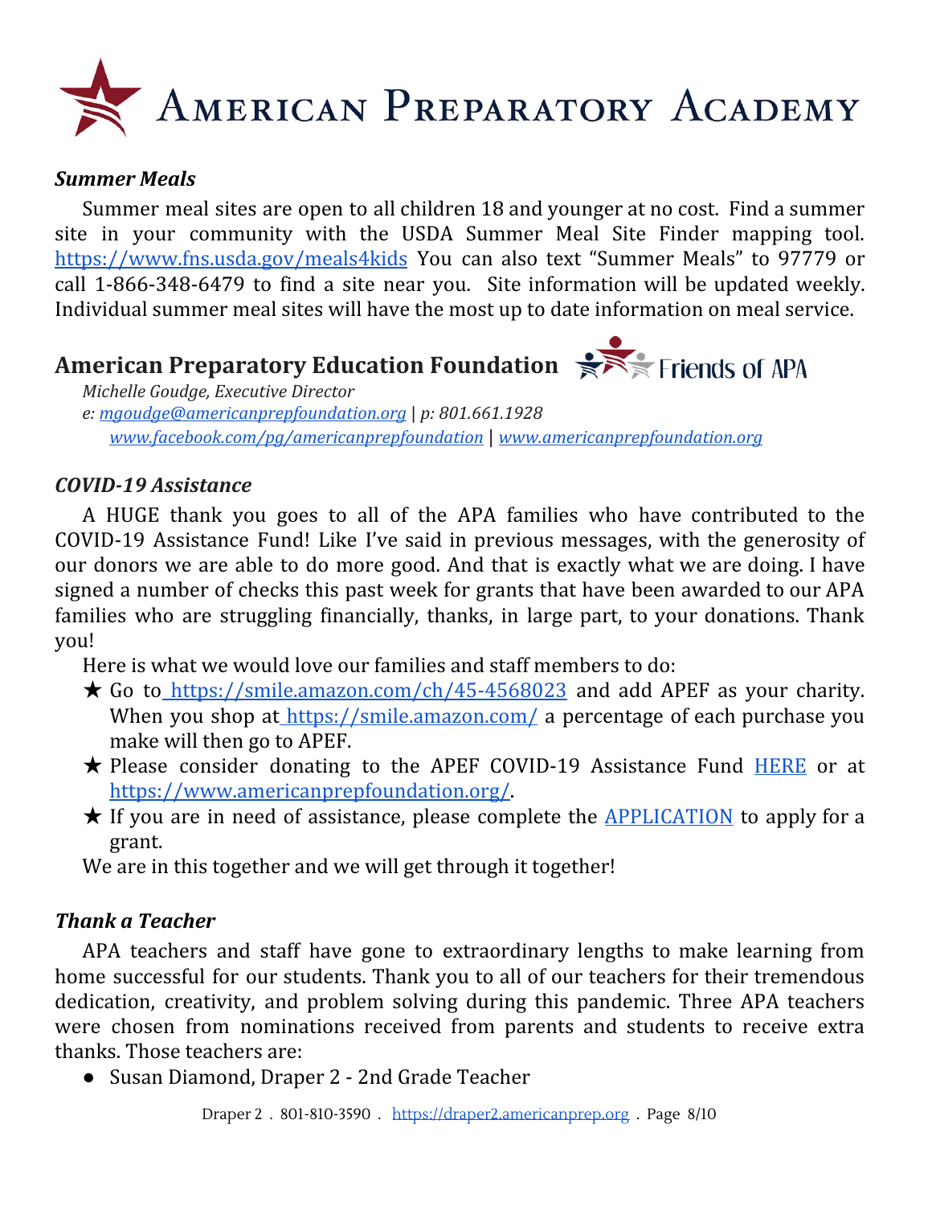# AMERICAN PREPARATORY ACADEMY

***Summer Meals***

Summer meal sites are open to all children 18 and younger at no cost. Find a summer site in your community with the USDA Summer Meal Site Finder mapping tool. https://www.fns.usda.gov/meals4kids You can also text "Summer Meals" to 97779 or call 1-866-348-6479 to find a site near you. Site information will be updated weekly. Individual summer meal sites will have the most up to date information on meal service.

## American Preparatory Education Foundation

Friends of APA

*Michelle Goudge, Executive Director*
*e: mgoudge@americanprepfoundation.org | p: 801.661.1928*
*www.facebook.com/pg/americanprepfoundation | www.americanprepfoundation.org*

***COVID-19 Assistance***

A HUGE thank you goes to all of the APA families who have contributed to the COVID-19 Assistance Fund! Like I've said in previous messages, with the generosity of our donors we are able to do more good. And that is exactly what we are doing. I have signed a number of checks this past week for grants that have been awarded to our APA families who are struggling financially, thanks, in large part, to your donations. Thank you!

Here is what we would love our families and staff members to do:

- ★ Go to https://smile.amazon.com/ch/45-4568023 and add APEF as your charity. When you shop at https://smile.amazon.com/ a percentage of each purchase you make will then go to APEF.
- ★ Please consider donating to the APEF COVID-19 Assistance Fund HERE or at https://www.americanprepfoundation.org/.
- ★ If you are in need of assistance, please complete the APPLICATION to apply for a grant.

We are in this together and we will get through it together!

***Thank a Teacher***

APA teachers and staff have gone to extraordinary lengths to make learning from home successful for our students. Thank you to all of our teachers for their tremendous dedication, creativity, and problem solving during this pandemic. Three APA teachers were chosen from nominations received from parents and students to receive extra thanks. Those teachers are:

- Susan Diamond, Draper 2 - 2nd Grade Teacher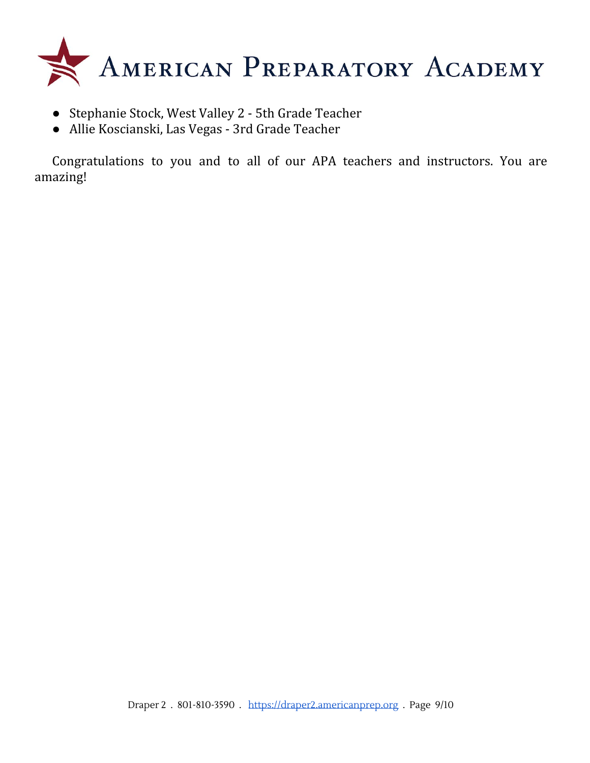- Stephanie Stock, West Valley 2 - 5th Grade Teacher
- Allie Koscianski, Las Vegas - 3rd Grade Teacher

Congratulations to you and to all of our APA teachers and instructors. You are amazing!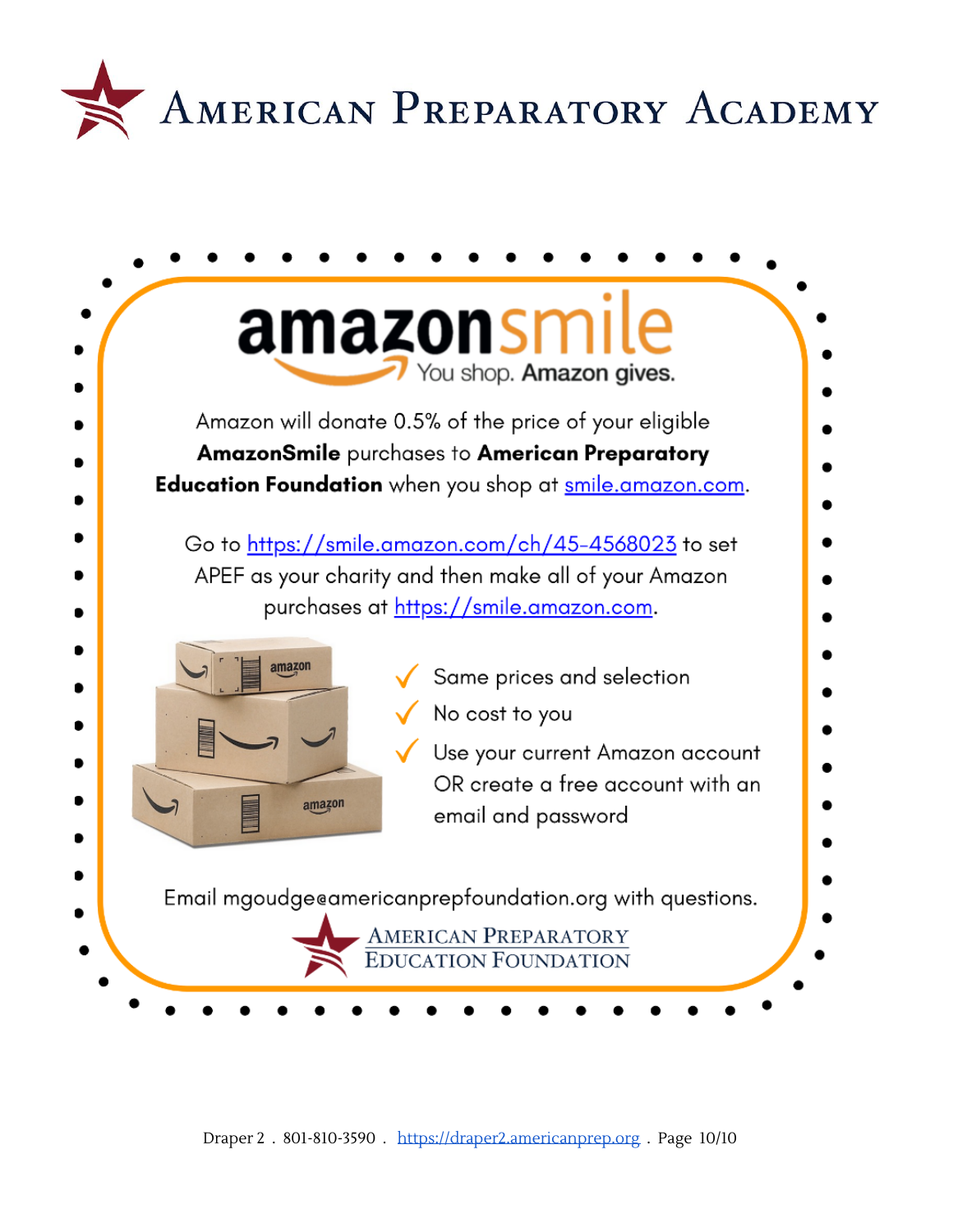# American Preparatory Academy

## amazonsmile

You shop. **Amazon gives.**

Amazon will donate 0.5% of the price of your eligible **AmazonSmile** purchases to **American Preparatory Education Foundation** when you shop at smile.amazon.com.

Go to https://smile.amazon.com/ch/45-4568023 to set APEF as your charity and then make all of your Amazon purchases at https://smile.amazon.com.

- ✓ Same prices and selection
- ✓ No cost to you
- ✓ Use your current Amazon account OR create a free account with an email and password

Email mgoudge@americanprepfoundation.org with questions.

American Preparatory Education Foundation

Draper 2 . 801-810-3590 . https://draper2.americanprep.org